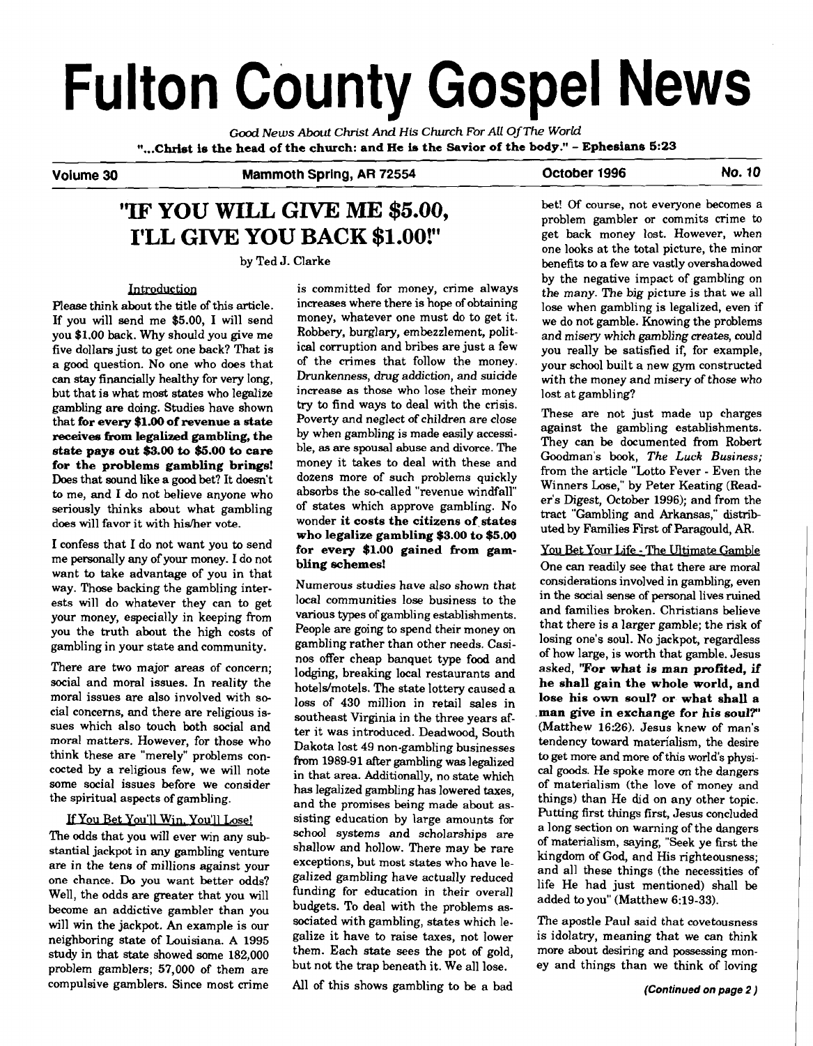# Fulton County Gospel News

*Good News About Christ And His Church For All Of The World*

**"...Christ is the head of the church: and He is the Savior of the body." - Ephesians 5:23**

**Volume 30** **Mammoth Spring, AR 72554** **October 1996** **No. 10**

## "IF YOU WILL GIVE ME $5.00, I'LL GIVE YOU BACK $1.00!"

by Ted J. Clarke

### Introduction

Please think about the title of this article. If you will send me $5.00, I will send you $1.00 back. Why should you give me five dollars just to get one back? That is a good question. No one who does that can stay financially healthy for very long, but that is what most states who legalize gambling are doing. Studies have shown that **for every $1.00 of revenue a state receives from legalized gambling, the state pays out $3.00 to $5.00 to care for the problems gambling brings!** Does that sound like a good bet? It doesn't to me, and I do not believe anyone who seriously thinks about what gambling does will favor it with his/her vote.

I confess that I do not want you to send me personally any of your money. I do not want to take advantage of you in that way. Those backing the gambling interests will do whatever they can to get your money, especially in keeping from you the truth about the high costs of gambling in your state and community.

There are two major areas of concern; social and moral issues. In reality the moral issues are also involved with social concerns, and there are religious issues which also touch both social and moral matters. However, for those who think these are "merely" problems concocted by a religious few, we will note some social issues before we consider the spiritual aspects of gambling.

### If You Bet You'll Win, You'll Lose!

The odds that you will ever win any substantial jackpot in any gambling venture are in the tens of millions against your one chance. Do you want better odds? Well, the odds are greater that you will become an addictive gambler than you will win the jackpot. An example is our neighboring state of Louisiana. A 1995 study in that state showed some 182,000 problem gamblers; 57,000 of them are compulsive gamblers. Since most crime is committed for money, crime always increases where there is hope of obtaining money, whatever one must do to get it. Robbery, burglary, embezzlement, political corruption and bribes are just a few of the crimes that follow the money. Drunkenness, drug addiction, and suicide increase as those who lose their money try to find ways to deal with the crisis. Poverty and neglect of children are close by when gambling is made easily accessible, as are spousal abuse and divorce. The money it takes to deal with these and dozens more of such problems quickly absorbs the so-called "revenue windfall" of states which approve gambling. No wonder **it costs the citizens of states who legalize gambling $3.00 to $5.00 for every $1.00 gained from gambling schemes!**

Numerous studies have also shown that local communities lose business to the various types of gambling establishments. People are going to spend their money on gambling rather than other needs. Casinos offer cheap banquet type food and lodging, breaking local restaurants and hotels/motels. The state lottery caused a loss of 430 million in retail sales in southeast Virginia in the three years after it was introduced. Deadwood, South Dakota lost 49 non-gambling businesses from 1989-91 after gambling was legalized in that area. Additionally, no state which has legalized gambling has lowered taxes, and the promises being made about assisting education by large amounts for school systems and scholarships are shallow and hollow. There may be rare exceptions, but most states who have legalized gambling have actually reduced funding for education in their overall budgets. To deal with the problems associated with gambling, states which legalize it have to raise taxes, not lower them. Each state sees the pot of gold, but not the trap beneath it. We all lose.

All of this shows gambling to be a bad bet! Of course, not everyone becomes a problem gambler or commits crime to get back money lost. However, when one looks at the total picture, the minor benefits to a few are vastly overshadowed by the negative impact of gambling on the many. The big picture is that we all lose when gambling is legalized, even if we do not gamble. Knowing the problems and misery which gambling creates, could you really be satisfied if, for example, your school built a new gym constructed with the money and misery of those who lost at gambling?

These are not just made up charges against the gambling establishments. They can be documented from Robert Goodman's book, *The Luck Business;* from the article "Lotto Fever - Even the Winners Lose," by Peter Keating (Reader's Digest, October 1996); and from the tract "Gambling and Arkansas," distributed by Families First of Paragould, AR.

### You Bet Your Life - The Ultimate Gamble

One can readily see that there are moral considerations involved in gambling, even in the social sense of personal lives ruined and families broken. Christians believe that there is a larger gamble; the risk of losing one's soul. No jackpot, regardless of how large, is worth that gamble. Jesus asked, **"For what is man profited, if he shall gain the whole world, and lose his own soul? or what shall a man give in exchange for his soul?"** (Matthew 16:26). Jesus knew of man's tendency toward materialism, the desire to get more and more of this world's physical goods. He spoke more on the dangers of materialism (the love of money and things) than He did on any other topic. Putting first things first, Jesus concluded a long section on warning of the dangers of materialism, saying, "Seek ye first the kingdom of God, and His righteousness; and all these things (the necessities of life He had just mentioned) shall be added to you" (Matthew 6:19-33).

The apostle Paul said that covetousness is idolatry, meaning that we can think more about desiring and possessing money and things than we think of loving

***(Continued on page 2)***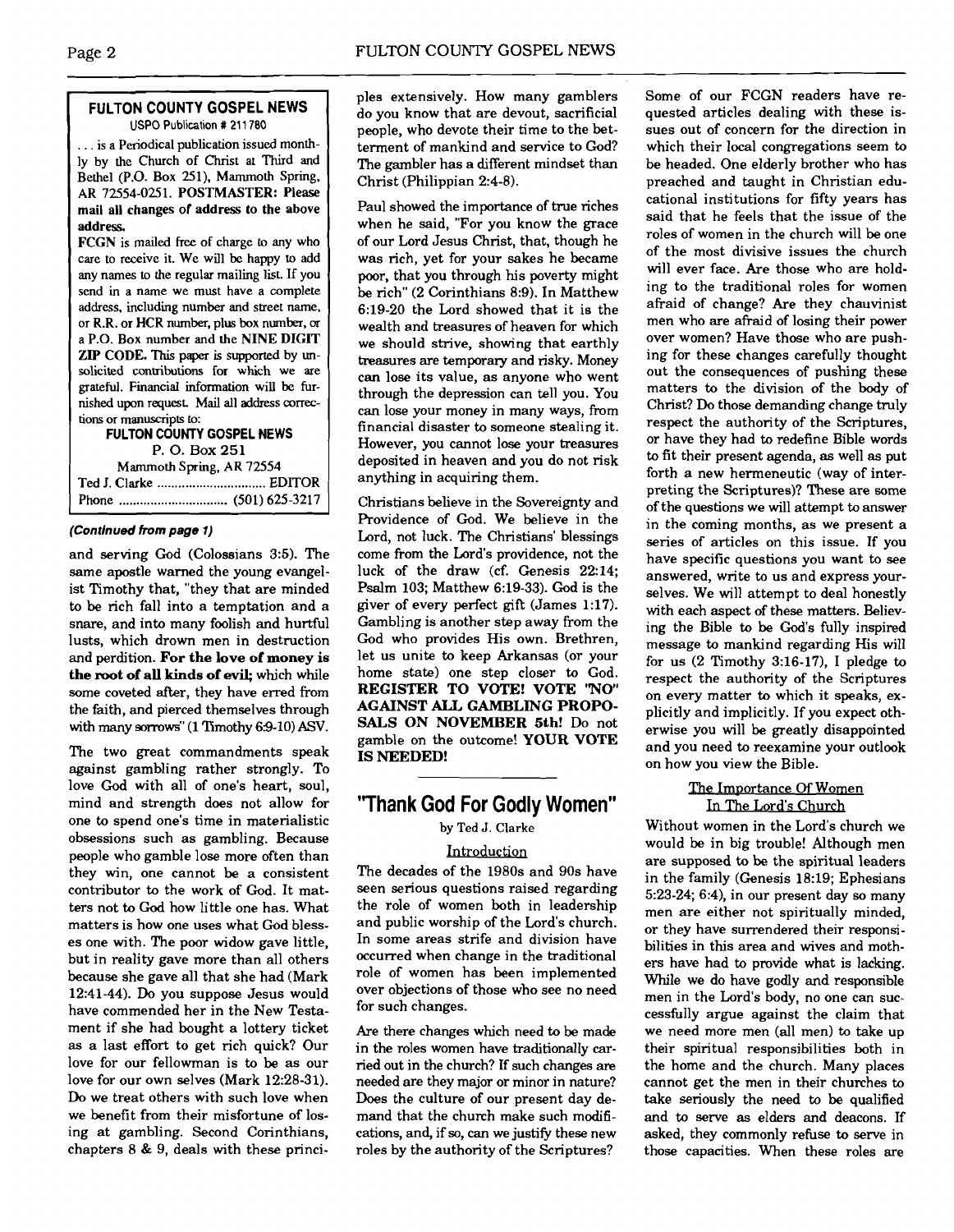## FULTON COUNTY GOSPEL NEWS

USPO Publication # 211780

... is a Periodical publication issued monthly by the Church of Christ at Third and Bethel (P.O. Box 251), Mammoth Spring, AR 72554-0251. **POSTMASTER: Please mail all changes of address to the above address.**

**FCGN** is mailed free of charge to any who care to receive it. We will be happy to add any names to the regular mailing list. If you send in a name we must have a complete address, including number and street name, or R.R. or HCR number, plus box number, or a P.O. Box number and the **NINE DIGIT ZIP CODE.** This paper is supported by unsolicited contributions for which we are grateful. Financial information will be furnished upon request. Mail all address corrections or manuscripts to:

**FULTON COUNTY GOSPEL NEWS**
P. O. Box 251
Mammoth Spring, AR 72554
Ted J. Clarke ............................ EDITOR
Phone ............................ (501) 625-3217

***(Continued from page 1)***

and serving God (Colossians 3:5). The same apostle warned the young evangelist Timothy that, "they that are minded to be rich fall into a temptation and a snare, and into many foolish and hurtful lusts, which drown men in destruction and perdition. **For the love of money is the root of all kinds of evil;** which while some coveted after, they have erred from the faith, and pierced themselves through with many sorrows" (1 Timothy 6:9-10) ASV.

The two great commandments speak against gambling rather strongly. To love God with all of one's heart, soul, mind and strength does not allow for one to spend one's time in materialistic obsessions such as gambling. Because people who gamble lose more often than they win, one cannot be a consistent contributor to the work of God. It matters not to God how little one has. What matters is how one uses what God blesses one with. The poor widow gave little, but in reality gave more than all others because she gave all that she had (Mark 12:41-44). Do you suppose Jesus would have commended her in the New Testament if she had bought a lottery ticket as a last effort to get rich quick? Our love for our fellowman is to be as our love for our own selves (Mark 12:28-31). Do we treat others with such love when we benefit from their misfortune of losing at gambling. Second Corinthians, chapters 8 & 9, deals with these principles extensively. How many gamblers do you know that are devout, sacrificial people, who devote their time to the betterment of mankind and service to God? The gambler has a different mindset than Christ (Philippian 2:4-8).

Paul showed the importance of true riches when he said, "For you know the grace of our Lord Jesus Christ, that, though he was rich, yet for your sakes he became poor, that you through his poverty might be rich" (2 Corinthians 8:9). In Matthew 6:19-20 the Lord showed that it is the wealth and treasures of heaven for which we should strive, showing that earthly treasures are temporary and risky. Money can lose its value, as anyone who went through the depression can tell you. You can lose your money in many ways, from financial disaster to someone stealing it. However, you cannot lose your treasures deposited in heaven and you do not risk anything in acquiring them.

Christians believe in the Sovereignty and Providence of God. We believe in the Lord, not luck. The Christians' blessings come from the Lord's providence, not the luck of the draw (cf. Genesis 22:14; Psalm 103; Matthew 6:19-33). God is the giver of every perfect gift (James 1:17). Gambling is another step away from the God who provides His own. Brethren, let us unite to keep Arkansas (or your home state) one step closer to God. **REGISTER TO VOTE! VOTE "NO" AGAINST ALL GAMBLING PROPOSALS ON NOVEMBER 5th!** Do not gamble on the outcome! **YOUR VOTE IS NEEDED!**

---

# "Thank God For Godly Women"

by Ted J. Clarke

### Introduction

The decades of the 1980s and 90s have seen serious questions raised regarding the role of women both in leadership and public worship of the Lord's church. In some areas strife and division have occurred when change in the traditional role of women has been implemented over objections of those who see no need for such changes.

Are there changes which need to be made in the roles women have traditionally carried out in the church? If such changes are needed are they major or minor in nature? Does the culture of our present day demand that the church make such modifications, and, if so, can we justify these new roles by the authority of the Scriptures?

Some of our FCGN readers have requested articles dealing with these issues out of concern for the direction in which their local congregations seem to be headed. One elderly brother who has preached and taught in Christian educational institutions for fifty years has said that he feels that the issue of the roles of women in the church will be one of the most divisive issues the church will ever face. Are those who are holding to the traditional roles for women afraid of change? Are they chauvinist men who are afraid of losing their power over women? Have those who are pushing for these changes carefully thought out the consequences of pushing these matters to the division of the body of Christ? Do those demanding change truly respect the authority of the Scriptures, or have they had to redefine Bible words to fit their present agenda, as well as put forth a new hermeneutic (way of interpreting the Scriptures)? These are some of the questions we will attempt to answer in the coming months, as we present a series of articles on this issue. If you have specific questions you want to see answered, write to us and express yourselves. We will attempt to deal honestly with each aspect of these matters. Believing the Bible to be God's fully inspired message to mankind regarding His will for us (2 Timothy 3:16-17), I pledge to respect the authority of the Scriptures on every matter to which it speaks, explicitly and implicitly. If you expect otherwise you will be greatly disappointed and you need to reexamine your outlook on how you view the Bible.

### The Importance Of Women In The Lord's Church

Without women in the Lord's church we would be in big trouble! Although men are supposed to be the spiritual leaders in the family (Genesis 18:19; Ephesians 5:23-24; 6:4), in our present day so many men are either not spiritually minded, or they have surrendered their responsibilities in this area and wives and mothers have had to provide what is lacking. While we do have godly and responsible men in the Lord's body, no one can successfully argue against the claim that we need more men (all men) to take up their spiritual responsibilities both in the home and the church. Many places cannot get the men in their churches to take seriously the need to be qualified and to serve as elders and deacons. If asked, they commonly refuse to serve in those capacities. When these roles are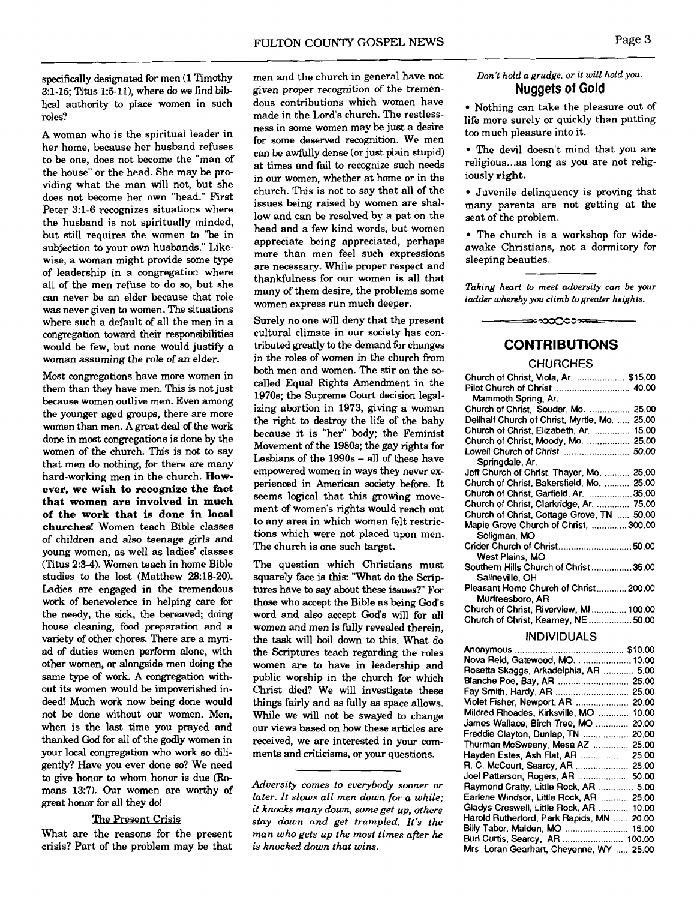specifically designated for men (1 Timothy 3:1-15; Titus 1:5-11), where do we find biblical authority to place women in such roles?

A woman who is the spiritual leader in her home, because her husband refuses to be one, does not become the "man of the house" or the head. She may be providing what the man will not, but she does not become her own "head." First Peter 3:1-6 recognizes situations where the husband is not spiritually minded, but still requires the women to "be in subjection to your own husbands." Likewise, a woman might provide some type of leadership in a congregation where all of the men refuse to do so, but she can never be an elder because that role was never given to women. The situations where such a default of all the men in a congregation toward their responsibilities would be few, but none would justify a woman assuming the role of an elder.

Most congregations have more women in them than they have men. This is not just because women outlive men. Even among the younger aged groups, there are more women than men. A great deal of the work done in most congregations is done by the women of the church. This is not to say that men do nothing, for there are many hard-working men in the church. **However, we wish to recognize the fact that women are involved in much of the work that is done in local churches!** Women teach Bible classes of children and also teenage girls and young women, as well as ladies' classes (Titus 2:3-4). Women teach in home Bible studies to the lost (Matthew 28:18-20). Ladies are engaged in the tremendous work of benevolence in helping care for the needy, the sick, the bereaved; doing house cleaning, food preparation and a variety of other chores. There are a myriad of duties women perform alone, with other women, or alongside men doing the same type of work. A congregation without its women would be impoverished indeed! Much work now being done would not be done without our women. Men, when is the last time you prayed and thanked God for all of the godly women in your local congregation who work so diligently? Have you ever done so? We need to give honor to whom honor is due (Romans 13:7). Our women are worthy of great honor for all they do!

## The Present Crisis

What are the reasons for the present crisis? Part of the problem may be that men and the church in general have not given proper recognition of the tremendous contributions which women have made in the Lord's church. The restlessness in some women may be just a desire for some deserved recognition. We men can be awfully dense (or just plain stupid) at times and fail to recognize such needs in our women, whether at home or in the church. This is not to say that all of the issues being raised by women are shallow and can be resolved by a pat on the head and a few kind words, but women appreciate being appreciated, perhaps more than men feel such expressions are necessary. While proper respect and thankfulness for our women is all that many of them desire, the problems some women express run much deeper.

Surely no one will deny that the present cultural climate in our society has contributed greatly to the demand for changes in the roles of women in the church from both men and women. The stir on the so-called Equal Rights Amendment in the 1970s; the Supreme Court decision legalizing abortion in 1973, giving a woman the right to destroy the life of the baby because it is "her" body; the Feminist Movement of the 1980s; the gay rights for Lesbians of the 1990s – all of these have empowered women in ways they never experienced in American society before. It seems logical that this growing movement of women's rights would reach out to any area in which women felt restrictions which were not placed upon men. The church is one such target.

The question which Christians must squarely face is this: "What do the Scriptures have to say about these issues?" For those who accept the Bible as being God's word and also accept God's will for all women and men is fully revealed therein, the task will boil down to this. What do the Scriptures teach regarding the roles women are to have in leadership and public worship in the church for which Christ died? We will investigate these things fairly and as fully as space allows. While we will not be swayed to change our views based on how these articles are received, we are interested in your comments and criticisms, or your questions.

*Adversity comes to everybody sooner or later. It slows all men down for a while; it knocks many down, some get up, others stay down and get trampled. It's the man who gets up the most times after he is knocked down that wins.*

*Don't hold a grudge, or it will hold you.*

## Nuggets of Gold

- Nothing can take the pleasure out of life more surely or quickly than putting too much pleasure into it.
- The devil doesn't mind that you are religious...as long as you are not religiously **right.**
- Juvenile delinquency is proving that many parents are not getting at the seat of the problem.
- The church is a workshop for wide-awake Christians, not a dormitory for sleeping beauties.

*Taking heart to meet adversity can be your ladder whereby you climb to greater heights.*

## CONTRIBUTIONS

### CHURCHES

| | |
|---|---|
| Church of Christ, Viola, Ar. | $15.00 |
| Pilot Church of Christ, Mammoth Spring, Ar. | 40.00 |
| Church of Christ, Souder, Mo. | 25.00 |
| Dellhalf Church of Christ, Myrtle, Mo. | 25.00 |
| Church of Christ, Elizabeth, Ar. | 15.00 |
| Church of Christ, Moody, Mo. | 25.00 |
| Lowell Church of Christ, Springdale, Ar. | 50.00 |
| Jeff Church of Christ, Thayer, Mo. | 25.00 |
| Church of Christ, Bakersfield, Mo. | 25.00 |
| Church of Christ, Garfield, Ar. | 35.00 |
| Church of Christ, Clarkridge, Ar. | 75.00 |
| Church of Christ, Cottage Grove, TN | 50.00 |
| Maple Grove Church of Christ, Seligman, MO | 300.00 |
| Crider Church of Christ, West Plains, MO | 50.00 |
| Southern Hills Church of Christ, Salineville, OH | 35.00 |
| Pleasant Home Church of Christ, Murfreesboro, AR | 200.00 |
| Church of Christ, Riverview, MI | 100.00 |
| Church of Christ, Kearney, NE | 50.00 |

### INDIVIDUALS

| | |
|---|---|
| Anonymous | $10.00 |
| Nova Reid, Gatewood, MO. | 10.00 |
| Rosetta Skaggs, Arkadelphia, AR | 5.00 |
| Blanche Poe, Bay, AR | 25.00 |
| Fay Smith, Hardy, AR | 25.00 |
| Violet Fisher, Newport, AR | 20.00 |
| Mildred Rhoades, Kirksville, MO | 10.00 |
| James Wallace, Birch Tree, MO | 20.00 |
| Freddie Clayton, Dunlap, TN | 20.00 |
| Thurman McSweeny, Mesa AZ | 25.00 |
| Hayden Estes, Ash Flat, AR | 25.00 |
| R. C. McCourt, Searcy, AR | 25.00 |
| Joel Patterson, Rogers, AR | 50.00 |
| Raymond Cratty, Little Rock, AR | 5.00 |
| Earlene Windsor, Little Rock, AR | 25.00 |
| Gladys Creswell, Little Rock, AR | 10.00 |
| Harold Rutherford, Park Rapids, MN | 20.00 |
| Billy Tabor, Malden, MO | 15.00 |
| Burl Curtis, Searcy, AR | 100.00 |
| Mrs. Loran Gearhart, Cheyenne, WY | 25.00 |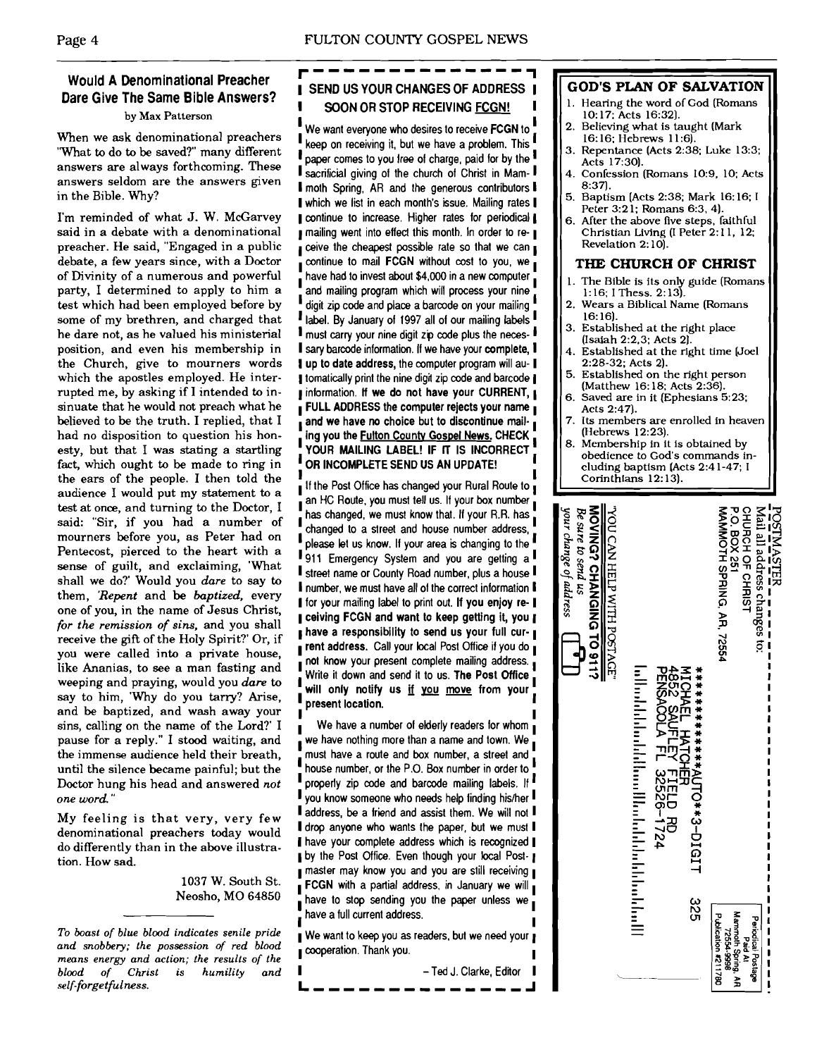## Would A Denominational Preacher Dare Give The Same Bible Answers?

by Max Patterson

When we ask denominational preachers "What to do to be saved?" many different answers are always forthcoming. These answers seldom are the answers given in the Bible. Why?

I'm reminded of what J. W. McGarvey said in a debate with a denominational preacher. He said, "Engaged in a public debate, a few years since, with a Doctor of Divinity of a numerous and powerful party, I determined to apply to him a test which had been employed before by some of my brethren, and charged that he dare not, as he valued his ministerial position, and even his membership in the Church, give to mourners words which the apostles employed. He interrupted me, by asking if I intended to insinuate that he would not preach what he believed to be the truth. I replied, that I had no disposition to question his honesty, but that I was stating a startling fact, which ought to be made to ring in the ears of the people. I then told the audience I would put my statement to a test at once, and turning to the Doctor, I said: "Sir, if you had a number of mourners before you, as Peter had on Pentecost, pierced to the heart with a sense of guilt, and exclaiming, 'What shall we do?' Would you *dare* to say to them, *'Repent* and be *baptized,* every one of you, in the name of Jesus Christ, *for the remission of sins,* and you shall receive the gift of the Holy Spirit?' Or, if you were called into a private house, like Ananias, to see a man fasting and weeping and praying, would you *dare* to say to him, 'Why do you tarry? Arise, and be baptized, and wash away your sins, calling on the name of the Lord?' I pause for a reply." I stood waiting, and the immense audience held their breath, until the silence became painful; but the Doctor hung his head and answered *not one word."*

My feeling is that very, very few denominational preachers today would do differently than in the above illustration. How sad.

1037 W. South St.
Neosho, MO 64850

---

*To boast of blue blood indicates senile pride and snobbery; the possession of red blood means energy and action; the results of the blood of Christ is humility and self-forgetfulness.*

## SEND US YOUR CHANGES OF ADDRESS SOON OR STOP RECEIVING FCGN!

We want everyone who desires to receive **FCGN** to keep on receiving it, but we have a problem. This paper comes to you free of charge, paid for by the sacrificial giving of the church of Christ in Mammoth Spring, AR and the generous contributors which we list in each month's issue. Mailing rates continue to increase. Higher rates for periodical mailing went into effect this month. In order to receive the cheapest possible rate so that we can continue to mail **FCGN** without cost to you, we have had to invest about $4,000 in a new computer and mailing program which will process your nine digit zip code and place a barcode on your mailing label. By January of 1997 all of our mailing labels must carry your nine digit zip code plus the necessary barcode information. If we have your **complete, up to date address,** the computer program will automatically print the nine digit zip code and barcode information. **If we do not have your CURRENT, FULL ADDRESS the computer rejects your name and we have no choice but to discontinue mailing you the Fulton County Gospel News. CHECK YOUR MAILING LABEL! IF IT IS INCORRECT OR INCOMPLETE SEND US AN UPDATE!**

If the Post Office has changed your Rural Route to an HC Route, you must tell us. If your box number has changed, we must know that. If your R.R. has changed to a street and house number address, please let us know. If your area is changing to the 911 Emergency System and you are getting a street name or County Road number, plus a house number, we must have all of the correct information for your mailing label to print out. **If you enjoy receiving FCGN and want to keep getting it, you have a responsibility to send us your full current address.** Call your local Post Office if you do not know your present complete mailing address. Write it down and send it to us. **The Post Office will only notify us if you move from your present location.**

We have a number of elderly readers for whom we have nothing more than a name and town. We must have a route and box number, a street and house number, or the P.O. Box number in order to properly zip code and barcode mailing labels. If you know someone who needs help finding his/her address, be a friend and assist them. We will not drop anyone who wants the paper, but we must have your complete address which is recognized by the Post Office. Even though your local Postmaster may know you and you are still receiving FCGN with a partial address, in January we will have to stop sending you the paper unless we have a full current address.

We want to keep you as readers, but we need your cooperation. Thank you.

– Ted J. Clarke, Editor

## GOD'S PLAN OF SALVATION

1. Hearing the word of God (Romans 10:17; Acts 16:32).
2. Believing what is taught (Mark 16:16; Hebrews 11:6).
3. Repentance (Acts 2:38; Luke 13:3; Acts 17:30).
4. Confession (Romans 10:9, 10; Acts 8:37).
5. Baptism (Acts 2:38; Mark 16:16; I Peter 3:21; Romans 6:3, 4).
6. After the above five steps, faithful Christian Living (I Peter 2:11, 12; Revelation 2:10).

## THE CHURCH OF CHRIST

1. The Bible is its only guide (Romans 1:16; I Thess. 2:13).
2. Wears a Biblical Name (Romans 16:16).
3. Established at the right place (Isaiah 2:2,3; Acts 2).
4. Established at the right time (Joel 2:28-32; Acts 2).
5. Established on the right person (Matthew 16:18; Acts 2:36).
6. Saved are in it (Ephesians 5:23; Acts 2:47).
7. Its members are enrolled in heaven (Hebrews 12:23).
8. Membership in it is obtained by obedience to God's commands including baptism (Acts 2:41-47; I Corinthians 12:13).

POSTMASTER
Mail all address changes to:
CHURCH OF CHRIST
P.O. BOX 251
MAMMOTH SPRING, AR, 72554

Periodical Postage Paid At Mammoth Spring, AR 72554-9998 Publication #211780

************AUTO**3-DIGIT 325
MICHAEL HATCHER
4852 SAUFLEY FIELD RD
PENSACOLA FL 32526-1724

"YOU CAN HELP WITH POSTAGE"
**MOVING? CHANGING TO 911?**
*Be sure to send us your change of address*